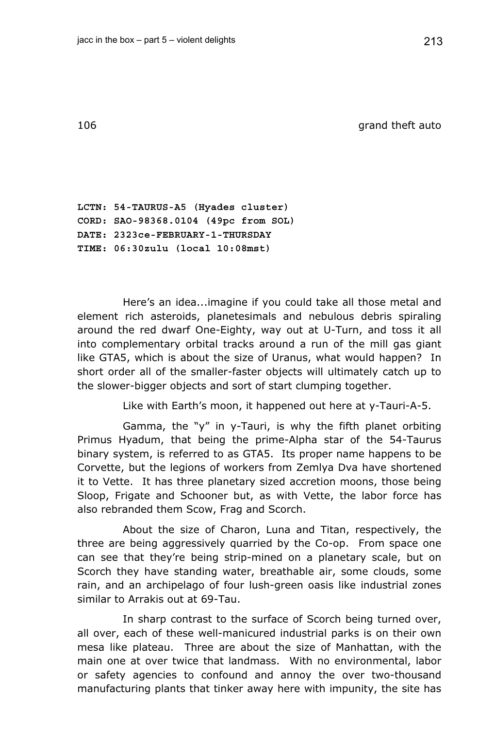## 106 grand theft auto

**LCTN: 54-TAURUS-A5 (Hyades cluster)**
**CORD: SAO-98368.0104 (49pc from SOL)**
**DATE: 2323ce-FEBRUARY-1-THURSDAY**
**TIME: 06:30zulu (local 10:08mst)**

Here's an idea...imagine if you could take all those metal and element rich asteroids, planetesimals and nebulous debris spiraling around the red dwarf One-Eighty, way out at U-Turn, and toss it all into complementary orbital tracks around a run of the mill gas giant like GTA5, which is about the size of Uranus, what would happen? In short order all of the smaller-faster objects will ultimately catch up to the slower-bigger objects and sort of start clumping together.

Like with Earth's moon, it happened out here at y-Tauri-A-5.

Gamma, the "y" in y-Tauri, is why the fifth planet orbiting Primus Hyadum, that being the prime-Alpha star of the 54-Taurus binary system, is referred to as GTA5. Its proper name happens to be Corvette, but the legions of workers from Zemlya Dva have shortened it to Vette. It has three planetary sized accretion moons, those being Sloop, Frigate and Schooner but, as with Vette, the labor force has also rebranded them Scow, Frag and Scorch.

About the size of Charon, Luna and Titan, respectively, the three are being aggressively quarried by the Co-op. From space one can see that they're being strip-mined on a planetary scale, but on Scorch they have standing water, breathable air, some clouds, some rain, and an archipelago of four lush-green oasis like industrial zones similar to Arrakis out at 69-Tau.

In sharp contrast to the surface of Scorch being turned over, all over, each of these well-manicured industrial parks is on their own mesa like plateau. Three are about the size of Manhattan, with the main one at over twice that landmass. With no environmental, labor or safety agencies to confound and annoy the over two-thousand manufacturing plants that tinker away here with impunity, the site has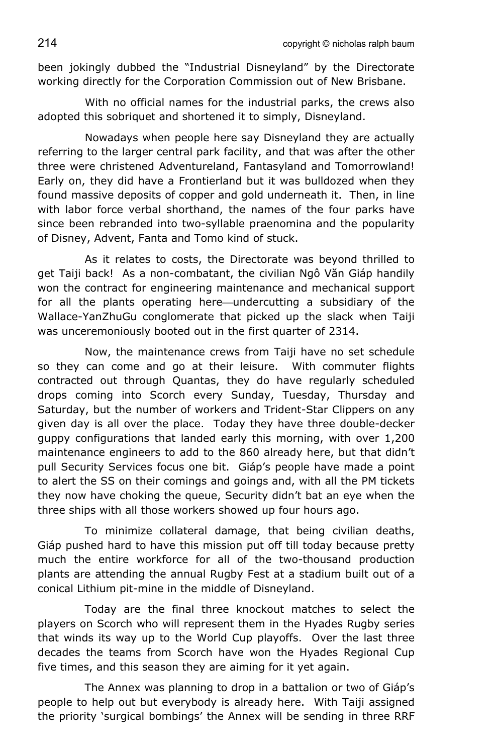been jokingly dubbed the "Industrial Disneyland" by the Directorate working directly for the Corporation Commission out of New Brisbane.

With no official names for the industrial parks, the crews also adopted this sobriquet and shortened it to simply, Disneyland.

Nowadays when people here say Disneyland they are actually referring to the larger central park facility, and that was after the other three were christened Adventureland, Fantasyland and Tomorrowland! Early on, they did have a Frontierland but it was bulldozed when they found massive deposits of copper and gold underneath it. Then, in line with labor force verbal shorthand, the names of the four parks have since been rebranded into two-syllable praenomina and the popularity of Disney, Advent, Fanta and Tomo kind of stuck.

As it relates to costs, the Directorate was beyond thrilled to get Taiji back! As a non-combatant, the civilian Ngô Văn Giáp handily won the contract for engineering maintenance and mechanical support for all the plants operating here—undercutting a subsidiary of the Wallace-YanZhuGu conglomerate that picked up the slack when Taiji was unceremoniously booted out in the first quarter of 2314.

Now, the maintenance crews from Taiji have no set schedule so they can come and go at their leisure. With commuter flights contracted out through Quantas, they do have regularly scheduled drops coming into Scorch every Sunday, Tuesday, Thursday and Saturday, but the number of workers and Trident-Star Clippers on any given day is all over the place. Today they have three double-decker guppy configurations that landed early this morning, with over 1,200 maintenance engineers to add to the 860 already here, but that didn't pull Security Services focus one bit. Giáp's people have made a point to alert the SS on their comings and goings and, with all the PM tickets they now have choking the queue, Security didn't bat an eye when the three ships with all those workers showed up four hours ago.

To minimize collateral damage, that being civilian deaths, Giáp pushed hard to have this mission put off till today because pretty much the entire workforce for all of the two-thousand production plants are attending the annual Rugby Fest at a stadium built out of a conical Lithium pit-mine in the middle of Disneyland.

Today are the final three knockout matches to select the players on Scorch who will represent them in the Hyades Rugby series that winds its way up to the World Cup playoffs. Over the last three decades the teams from Scorch have won the Hyades Regional Cup five times, and this season they are aiming for it yet again.

The Annex was planning to drop in a battalion or two of Giáp's people to help out but everybody is already here. With Taiji assigned the priority 'surgical bombings' the Annex will be sending in three RRF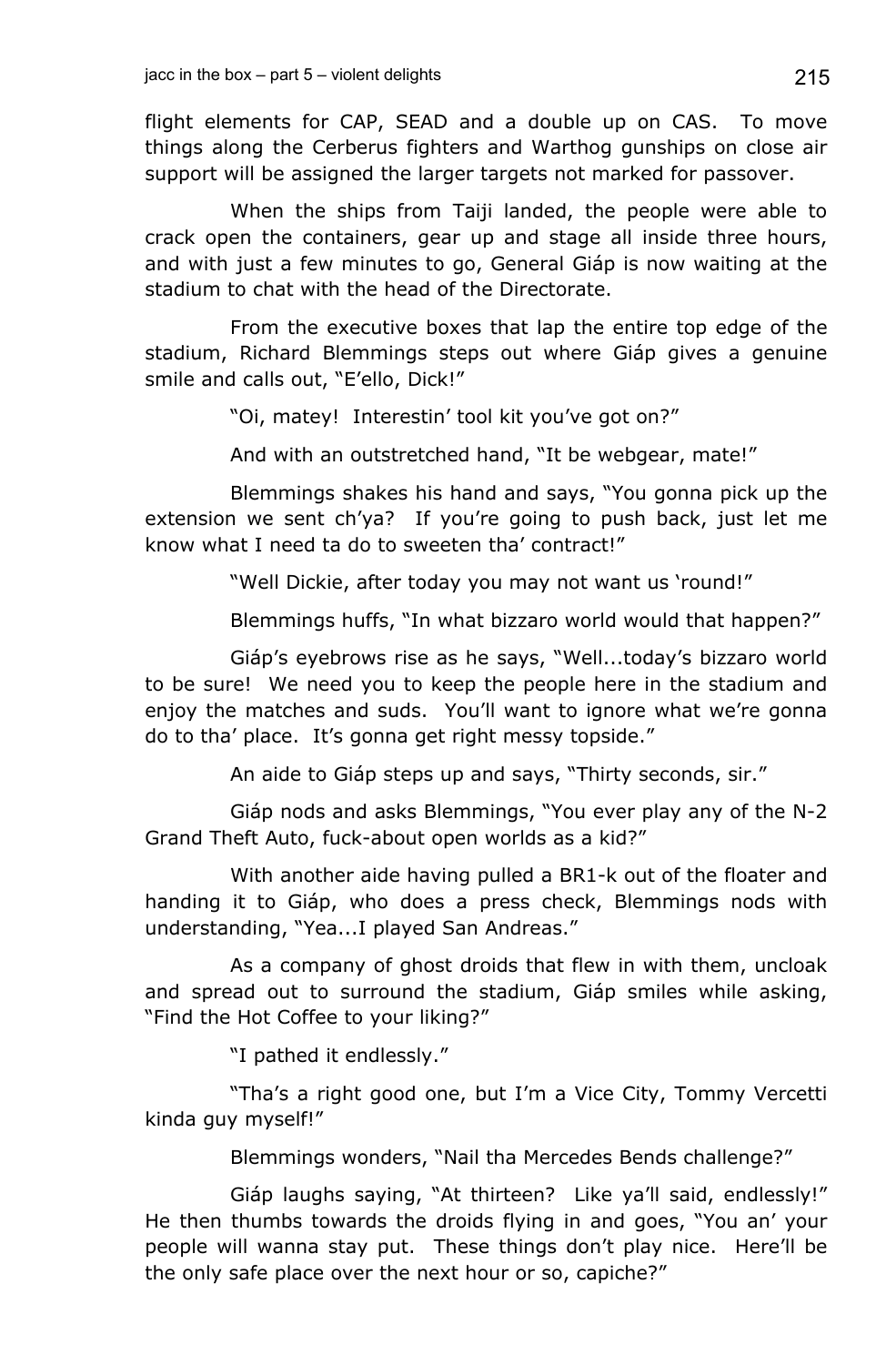flight elements for CAP, SEAD and a double up on CAS. To move things along the Cerberus fighters and Warthog gunships on close air support will be assigned the larger targets not marked for passover.

When the ships from Taiji landed, the people were able to crack open the containers, gear up and stage all inside three hours, and with just a few minutes to go, General Giáp is now waiting at the stadium to chat with the head of the Directorate.

From the executive boxes that lap the entire top edge of the stadium, Richard Blemmings steps out where Giáp gives a genuine smile and calls out, "E'ello, Dick!"

"Oi, matey! Interestin' tool kit you've got on?"

And with an outstretched hand, "It be webgear, mate!"

Blemmings shakes his hand and says, "You gonna pick up the extension we sent ch'ya? If you're going to push back, just let me know what I need ta do to sweeten tha' contract!"

"Well Dickie, after today you may not want us 'round!"

Blemmings huffs, "In what bizzaro world would that happen?"

Giáp's eyebrows rise as he says, "Well...today's bizzaro world to be sure! We need you to keep the people here in the stadium and enjoy the matches and suds. You'll want to ignore what we're gonna do to tha' place. It's gonna get right messy topside."

An aide to Giáp steps up and says, "Thirty seconds, sir."

Giáp nods and asks Blemmings, "You ever play any of the N-2 Grand Theft Auto, fuck-about open worlds as a kid?"

With another aide having pulled a BR1-k out of the floater and handing it to Giáp, who does a press check, Blemmings nods with understanding, "Yea...I played San Andreas."

As a company of ghost droids that flew in with them, uncloak and spread out to surround the stadium, Giáp smiles while asking, "Find the Hot Coffee to your liking?"

"I pathed it endlessly."

"Tha's a right good one, but I'm a Vice City, Tommy Vercetti kinda guy myself!"

Blemmings wonders, "Nail tha Mercedes Bends challenge?"

Giáp laughs saying, "At thirteen? Like ya'll said, endlessly!" He then thumbs towards the droids flying in and goes, "You an' your people will wanna stay put. These things don't play nice. Here'll be the only safe place over the next hour or so, capiche?"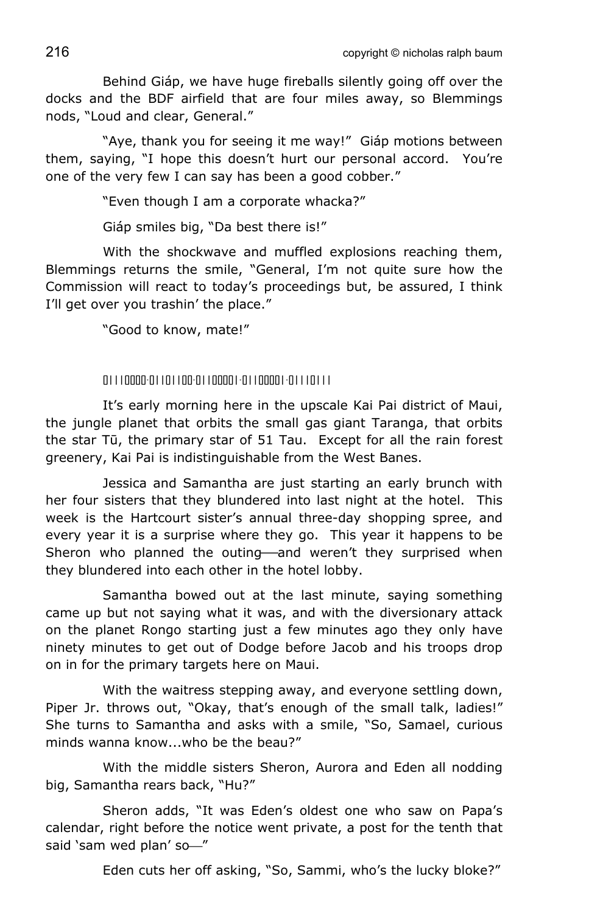Behind Giáp, we have huge fireballs silently going off over the docks and the BDF airfield that are four miles away, so Blemmings nods, "Loud and clear, General."

"Aye, thank you for seeing it me way!" Giáp motions between them, saying, "I hope this doesn't hurt our personal accord. You're one of the very few I can say has been a good cobber."

"Even though I am a corporate whacka?"

Giáp smiles big, "Da best there is!"

With the shockwave and muffled explosions reaching them, Blemmings returns the smile, "General, I'm not quite sure how the Commission will react to today's proceedings but, be assured, I think I'll get over you trashin' the place."

"Good to know, mate!"

01110000·01101100·01100001·01100001·01110111

It's early morning here in the upscale Kai Pai district of Maui, the jungle planet that orbits the small gas giant Taranga, that orbits the star Tū, the primary star of 51 Tau. Except for all the rain forest greenery, Kai Pai is indistinguishable from the West Banes.

Jessica and Samantha are just starting an early brunch with her four sisters that they blundered into last night at the hotel. This week is the Hartcourt sister's annual three-day shopping spree, and every year it is a surprise where they go. This year it happens to be Sheron who planned the outing——and weren't they surprised when they blundered into each other in the hotel lobby.

Samantha bowed out at the last minute, saying something came up but not saying what it was, and with the diversionary attack on the planet Rongo starting just a few minutes ago they only have ninety minutes to get out of Dodge before Jacob and his troops drop on in for the primary targets here on Maui.

With the waitress stepping away, and everyone settling down, Piper Jr. throws out, "Okay, that's enough of the small talk, ladies!" She turns to Samantha and asks with a smile, "So, Samael, curious minds wanna know...who be the beau?"

With the middle sisters Sheron, Aurora and Eden all nodding big, Samantha rears back, "Hu?"

Sheron adds, "It was Eden's oldest one who saw on Papa's calendar, right before the notice went private, a post for the tenth that said 'sam wed plan' so—"

Eden cuts her off asking, "So, Sammi, who's the lucky bloke?"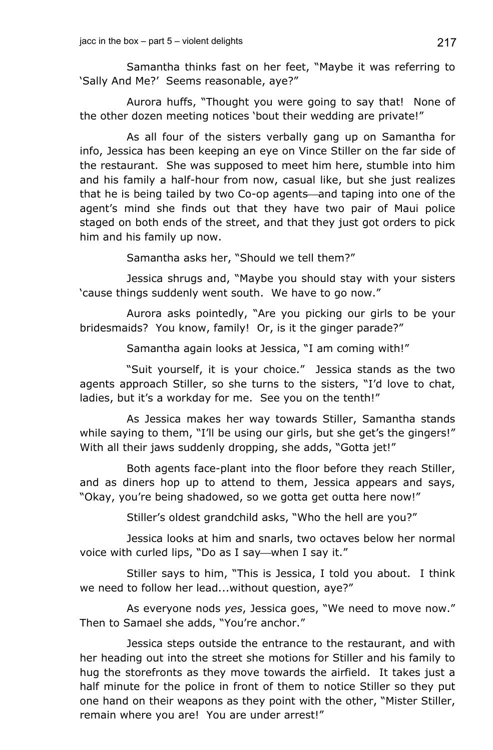Samantha thinks fast on her feet, "Maybe it was referring to 'Sally And Me?' Seems reasonable, aye?"

Aurora huffs, "Thought you were going to say that! None of the other dozen meeting notices 'bout their wedding are private!"

As all four of the sisters verbally gang up on Samantha for info, Jessica has been keeping an eye on Vince Stiller on the far side of the restaurant. She was supposed to meet him here, stumble into him and his family a half-hour from now, casual like, but she just realizes that he is being tailed by two Co-op agents—and taping into one of the agent's mind she finds out that they have two pair of Maui police staged on both ends of the street, and that they just got orders to pick him and his family up now.

Samantha asks her, "Should we tell them?"

Jessica shrugs and, "Maybe you should stay with your sisters 'cause things suddenly went south. We have to go now."

Aurora asks pointedly, "Are you picking our girls to be your bridesmaids? You know, family! Or, is it the ginger parade?"

Samantha again looks at Jessica, "I am coming with!"

"Suit yourself, it is your choice." Jessica stands as the two agents approach Stiller, so she turns to the sisters, "I'd love to chat, ladies, but it's a workday for me. See you on the tenth!"

As Jessica makes her way towards Stiller, Samantha stands while saying to them, "I'll be using our girls, but she get's the gingers!" With all their jaws suddenly dropping, she adds, "Gotta jet!"

Both agents face-plant into the floor before they reach Stiller, and as diners hop up to attend to them, Jessica appears and says, "Okay, you're being shadowed, so we gotta get outta here now!"

Stiller's oldest grandchild asks, "Who the hell are you?"

Jessica looks at him and snarls, two octaves below her normal voice with curled lips, "Do as I say—when I say it."

Stiller says to him, "This is Jessica, I told you about. I think we need to follow her lead...without question, aye?"

As everyone nods *yes*, Jessica goes, "We need to move now." Then to Samael she adds, "You're anchor."

Jessica steps outside the entrance to the restaurant, and with her heading out into the street she motions for Stiller and his family to hug the storefronts as they move towards the airfield. It takes just a half minute for the police in front of them to notice Stiller so they put one hand on their weapons as they point with the other, "Mister Stiller, remain where you are! You are under arrest!"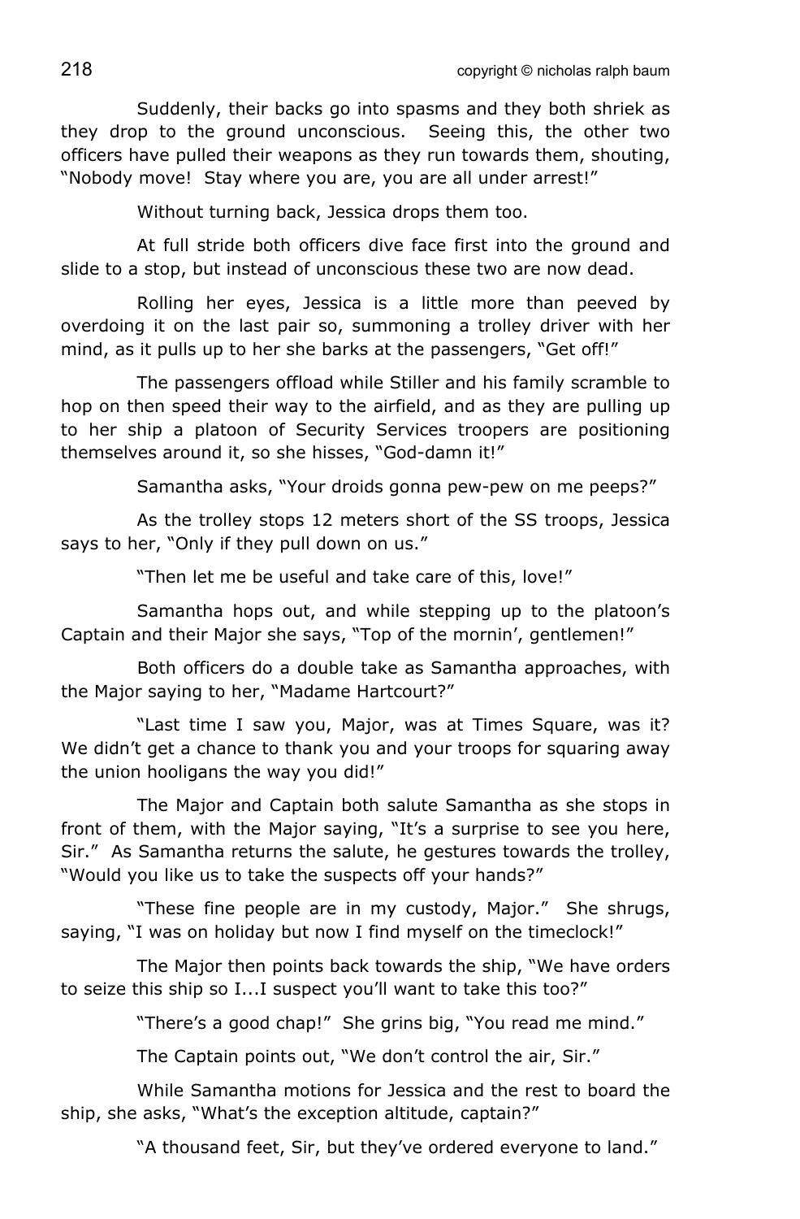Suddenly, their backs go into spasms and they both shriek as they drop to the ground unconscious. Seeing this, the other two officers have pulled their weapons as they run towards them, shouting, "Nobody move! Stay where you are, you are all under arrest!"

Without turning back, Jessica drops them too.

At full stride both officers dive face first into the ground and slide to a stop, but instead of unconscious these two are now dead.

Rolling her eyes, Jessica is a little more than peeved by overdoing it on the last pair so, summoning a trolley driver with her mind, as it pulls up to her she barks at the passengers, "Get off!"

The passengers offload while Stiller and his family scramble to hop on then speed their way to the airfield, and as they are pulling up to her ship a platoon of Security Services troopers are positioning themselves around it, so she hisses, "God-damn it!"

Samantha asks, "Your droids gonna pew-pew on me peeps?"

As the trolley stops 12 meters short of the SS troops, Jessica says to her, "Only if they pull down on us."

"Then let me be useful and take care of this, love!"

Samantha hops out, and while stepping up to the platoon's Captain and their Major she says, "Top of the mornin', gentlemen!"

Both officers do a double take as Samantha approaches, with the Major saying to her, "Madame Hartcourt?"

"Last time I saw you, Major, was at Times Square, was it? We didn't get a chance to thank you and your troops for squaring away the union hooligans the way you did!"

The Major and Captain both salute Samantha as she stops in front of them, with the Major saying, "It's a surprise to see you here, Sir." As Samantha returns the salute, he gestures towards the trolley, "Would you like us to take the suspects off your hands?"

"These fine people are in my custody, Major." She shrugs, saying, "I was on holiday but now I find myself on the timeclock!"

The Major then points back towards the ship, "We have orders to seize this ship so I...I suspect you'll want to take this too?"

"There's a good chap!" She grins big, "You read me mind."

The Captain points out, "We don't control the air, Sir."

While Samantha motions for Jessica and the rest to board the ship, she asks, "What's the exception altitude, captain?"

"A thousand feet, Sir, but they've ordered everyone to land."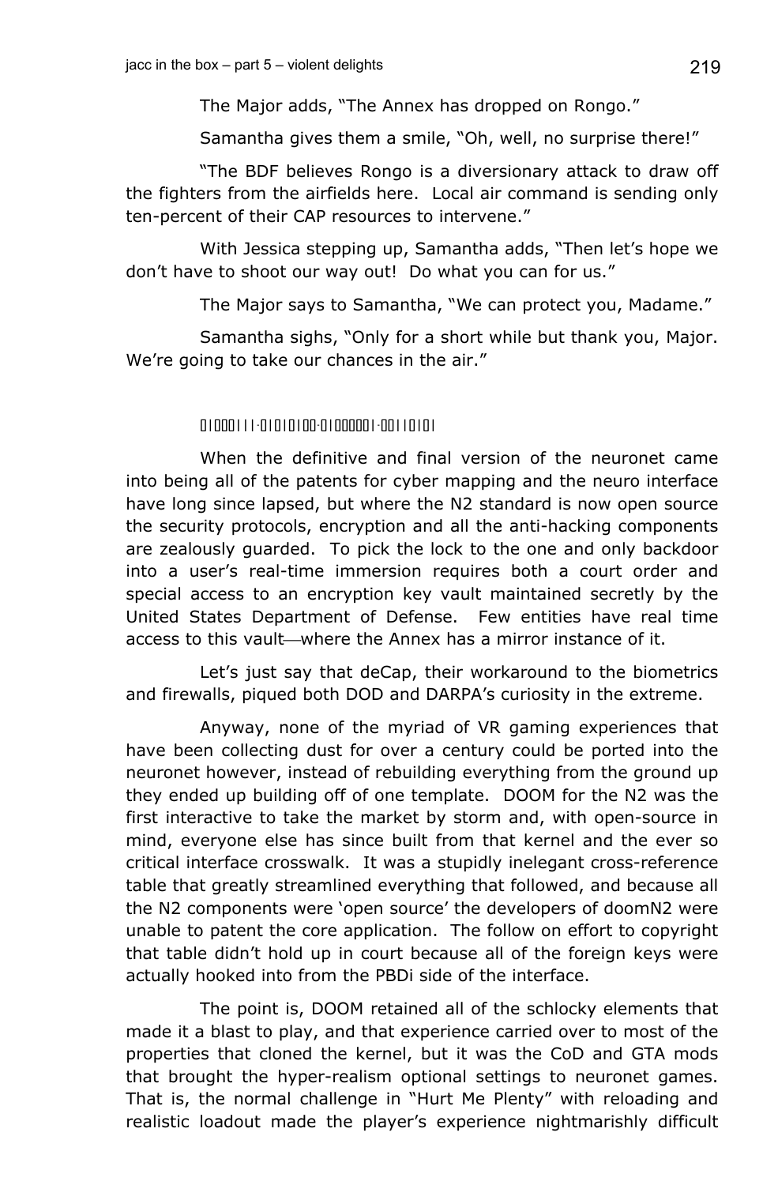The Major adds, "The Annex has dropped on Rongo."

Samantha gives them a smile, "Oh, well, no surprise there!"

"The BDF believes Rongo is a diversionary attack to draw off the fighters from the airfields here. Local air command is sending only ten-percent of their CAP resources to intervene."

With Jessica stepping up, Samantha adds, "Then let's hope we don't have to shoot our way out! Do what you can for us."

The Major says to Samantha, "We can protect you, Madame."

Samantha sighs, "Only for a short while but thank you, Major. We're going to take our chances in the air."

01000111-01010100-01000001-00110101

When the definitive and final version of the neuronet came into being all of the patents for cyber mapping and the neuro interface have long since lapsed, but where the N2 standard is now open source the security protocols, encryption and all the anti-hacking components are zealously guarded. To pick the lock to the one and only backdoor into a user's real-time immersion requires both a court order and special access to an encryption key vault maintained secretly by the United States Department of Defense. Few entities have real time access to this vault—where the Annex has a mirror instance of it.

Let's just say that deCap, their workaround to the biometrics and firewalls, piqued both DOD and DARPA's curiosity in the extreme.

Anyway, none of the myriad of VR gaming experiences that have been collecting dust for over a century could be ported into the neuronet however, instead of rebuilding everything from the ground up they ended up building off of one template. DOOM for the N2 was the first interactive to take the market by storm and, with open-source in mind, everyone else has since built from that kernel and the ever so critical interface crosswalk. It was a stupidly inelegant cross-reference table that greatly streamlined everything that followed, and because all the N2 components were 'open source' the developers of doomN2 were unable to patent the core application. The follow on effort to copyright that table didn't hold up in court because all of the foreign keys were actually hooked into from the PBDi side of the interface.

The point is, DOOM retained all of the schlocky elements that made it a blast to play, and that experience carried over to most of the properties that cloned the kernel, but it was the CoD and GTA mods that brought the hyper-realism optional settings to neuronet games. That is, the normal challenge in "Hurt Me Plenty" with reloading and realistic loadout made the player's experience nightmarishly difficult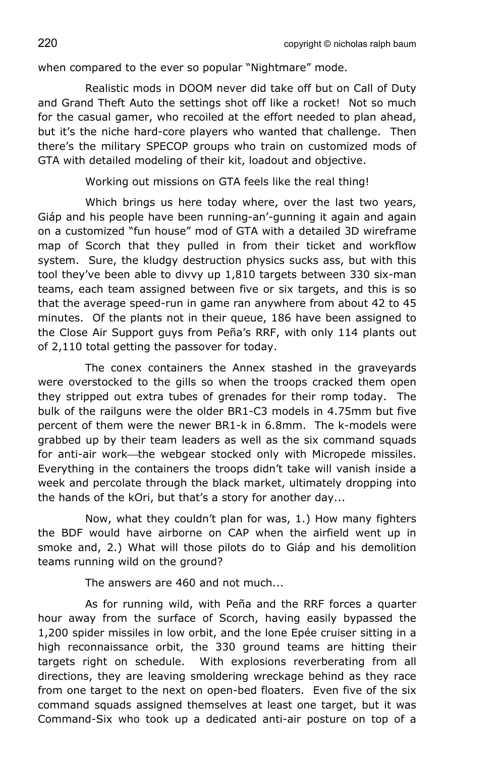when compared to the ever so popular "Nightmare" mode.

Realistic mods in DOOM never did take off but on Call of Duty and Grand Theft Auto the settings shot off like a rocket! Not so much for the casual gamer, who recoiled at the effort needed to plan ahead, but it's the niche hard-core players who wanted that challenge. Then there's the military SPECOP groups who train on customized mods of GTA with detailed modeling of their kit, loadout and objective.

Working out missions on GTA feels like the real thing!

Which brings us here today where, over the last two years, Giáp and his people have been running-an'-gunning it again and again on a customized "fun house" mod of GTA with a detailed 3D wireframe map of Scorch that they pulled in from their ticket and workflow system. Sure, the kludgy destruction physics sucks ass, but with this tool they've been able to divvy up 1,810 targets between 330 six-man teams, each team assigned between five or six targets, and this is so that the average speed-run in game ran anywhere from about 42 to 45 minutes. Of the plants not in their queue, 186 have been assigned to the Close Air Support guys from Peña's RRF, with only 114 plants out of 2,110 total getting the passover for today.

The conex containers the Annex stashed in the graveyards were overstocked to the gills so when the troops cracked them open they stripped out extra tubes of grenades for their romp today. The bulk of the railguns were the older BR1-C3 models in 4.75mm but five percent of them were the newer BR1-k in 6.8mm. The k-models were grabbed up by their team leaders as well as the six command squads for anti-air work—the webgear stocked only with Micropede missiles. Everything in the containers the troops didn't take will vanish inside a week and percolate through the black market, ultimately dropping into the hands of the kOri, but that's a story for another day...

Now, what they couldn't plan for was, 1.) How many fighters the BDF would have airborne on CAP when the airfield went up in smoke and, 2.) What will those pilots do to Giáp and his demolition teams running wild on the ground?

The answers are 460 and not much...

As for running wild, with Peña and the RRF forces a quarter hour away from the surface of Scorch, having easily bypassed the 1,200 spider missiles in low orbit, and the lone Epée cruiser sitting in a high reconnaissance orbit, the 330 ground teams are hitting their targets right on schedule. With explosions reverberating from all directions, they are leaving smoldering wreckage behind as they race from one target to the next on open-bed floaters. Even five of the six command squads assigned themselves at least one target, but it was Command-Six who took up a dedicated anti-air posture on top of a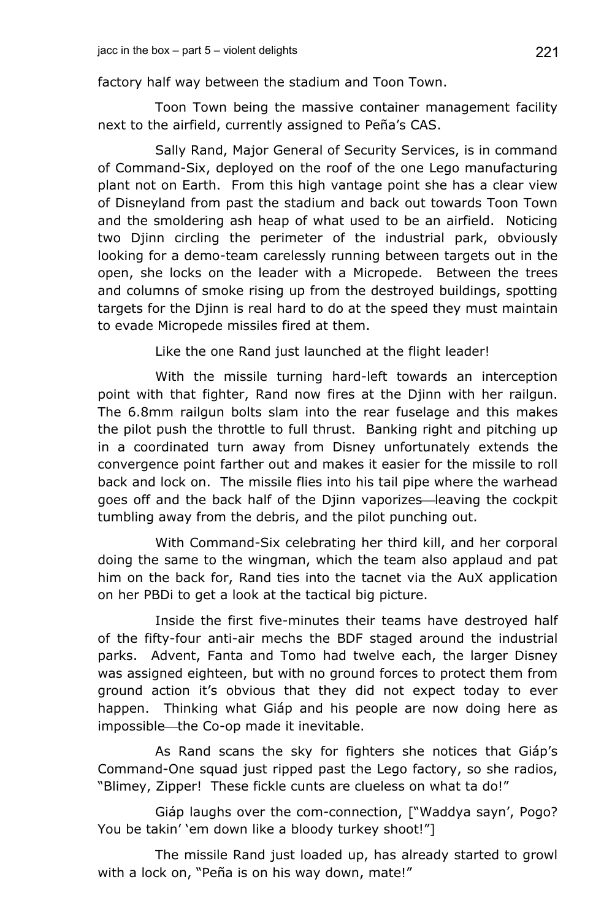factory half way between the stadium and Toon Town.

Toon Town being the massive container management facility next to the airfield, currently assigned to Peña's CAS.

Sally Rand, Major General of Security Services, is in command of Command-Six, deployed on the roof of the one Lego manufacturing plant not on Earth. From this high vantage point she has a clear view of Disneyland from past the stadium and back out towards Toon Town and the smoldering ash heap of what used to be an airfield. Noticing two Djinn circling the perimeter of the industrial park, obviously looking for a demo-team carelessly running between targets out in the open, she locks on the leader with a Micropede. Between the trees and columns of smoke rising up from the destroyed buildings, spotting targets for the Djinn is real hard to do at the speed they must maintain to evade Micropede missiles fired at them.

Like the one Rand just launched at the flight leader!

With the missile turning hard-left towards an interception point with that fighter, Rand now fires at the Djinn with her railgun. The 6.8mm railgun bolts slam into the rear fuselage and this makes the pilot push the throttle to full thrust. Banking right and pitching up in a coordinated turn away from Disney unfortunately extends the convergence point farther out and makes it easier for the missile to roll back and lock on. The missile flies into his tail pipe where the warhead goes off and the back half of the Djinn vaporizes—leaving the cockpit tumbling away from the debris, and the pilot punching out.

With Command-Six celebrating her third kill, and her corporal doing the same to the wingman, which the team also applaud and pat him on the back for, Rand ties into the tacnet via the AuX application on her PBDi to get a look at the tactical big picture.

Inside the first five-minutes their teams have destroyed half of the fifty-four anti-air mechs the BDF staged around the industrial parks. Advent, Fanta and Tomo had twelve each, the larger Disney was assigned eighteen, but with no ground forces to protect them from ground action it's obvious that they did not expect today to ever happen. Thinking what Giáp and his people are now doing here as impossible—the Co-op made it inevitable.

As Rand scans the sky for fighters she notices that Giáp's Command-One squad just ripped past the Lego factory, so she radios, "Blimey, Zipper! These fickle cunts are clueless on what ta do!"

Giáp laughs over the com-connection, ["Waddya sayn', Pogo? You be takin' 'em down like a bloody turkey shoot!"]

The missile Rand just loaded up, has already started to growl with a lock on, "Peña is on his way down, mate!"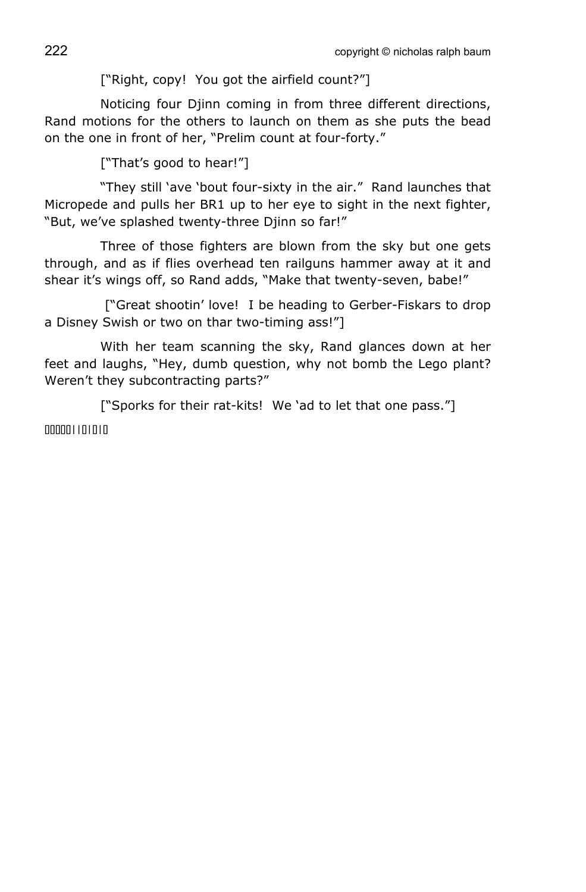["Right, copy!  You got the airfield count?"]

Noticing four Djinn coming in from three different directions, Rand motions for the others to launch on them as she puts the bead on the one in front of her, "Prelim count at four-forty."

["That's good to hear!"]

"They still 'ave 'bout four-sixty in the air."  Rand launches that Micropede and pulls her BR1 up to her eye to sight in the next fighter, "But, we've splashed twenty-three Djinn so far!"

Three of those fighters are blown from the sky but one gets through, and as if flies overhead ten railguns hammer away at it and shear it's wings off, so Rand adds, "Make that twenty-seven, babe!"

["Great shootin' love!  I be heading to Gerber-Fiskars to drop a Disney Swish or two on thar two-timing ass!"]

With her team scanning the sky, Rand glances down at her feet and laughs, "Hey, dumb question, why not bomb the Lego plant?  Weren't they subcontracting parts?"

["Sporks for their rat-kits!  We 'ad to let that one pass."]